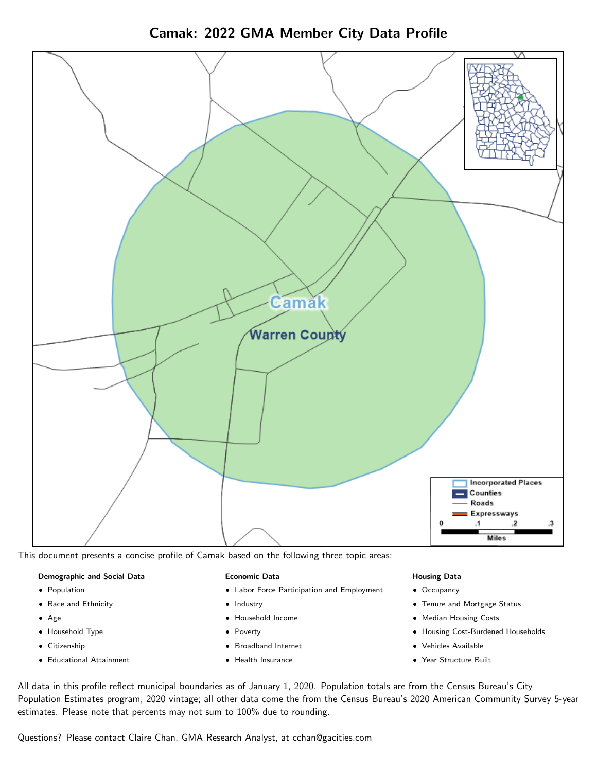# Camak: 2022 GMA Member City Data Profile

This document presents a concise profile of Camak based on the following three topic areas:

**Demographic and Social Data**

- Population
- Race and Ethnicity
- Age
- Household Type
- Citizenship
- Educational Attainment

**Economic Data**

- Labor Force Participation and Employment
- Industry
- Household Income
- Poverty
- Broadband Internet
- Health Insurance

**Housing Data**

- Occupancy
- Tenure and Mortgage Status
- Median Housing Costs
- Housing Cost-Burdened Households
- Vehicles Available
- Year Structure Built

All data in this profile reflect municipal boundaries as of January 1, 2020. Population totals are from the Census Bureau's City Population Estimates program, 2020 vintage; all other data come the from the Census Bureau's 2020 American Community Survey 5-year estimates. Please note that percents may not sum to 100% due to rounding.

Questions? Please contact Claire Chan, GMA Research Analyst, at cchan@gacities.com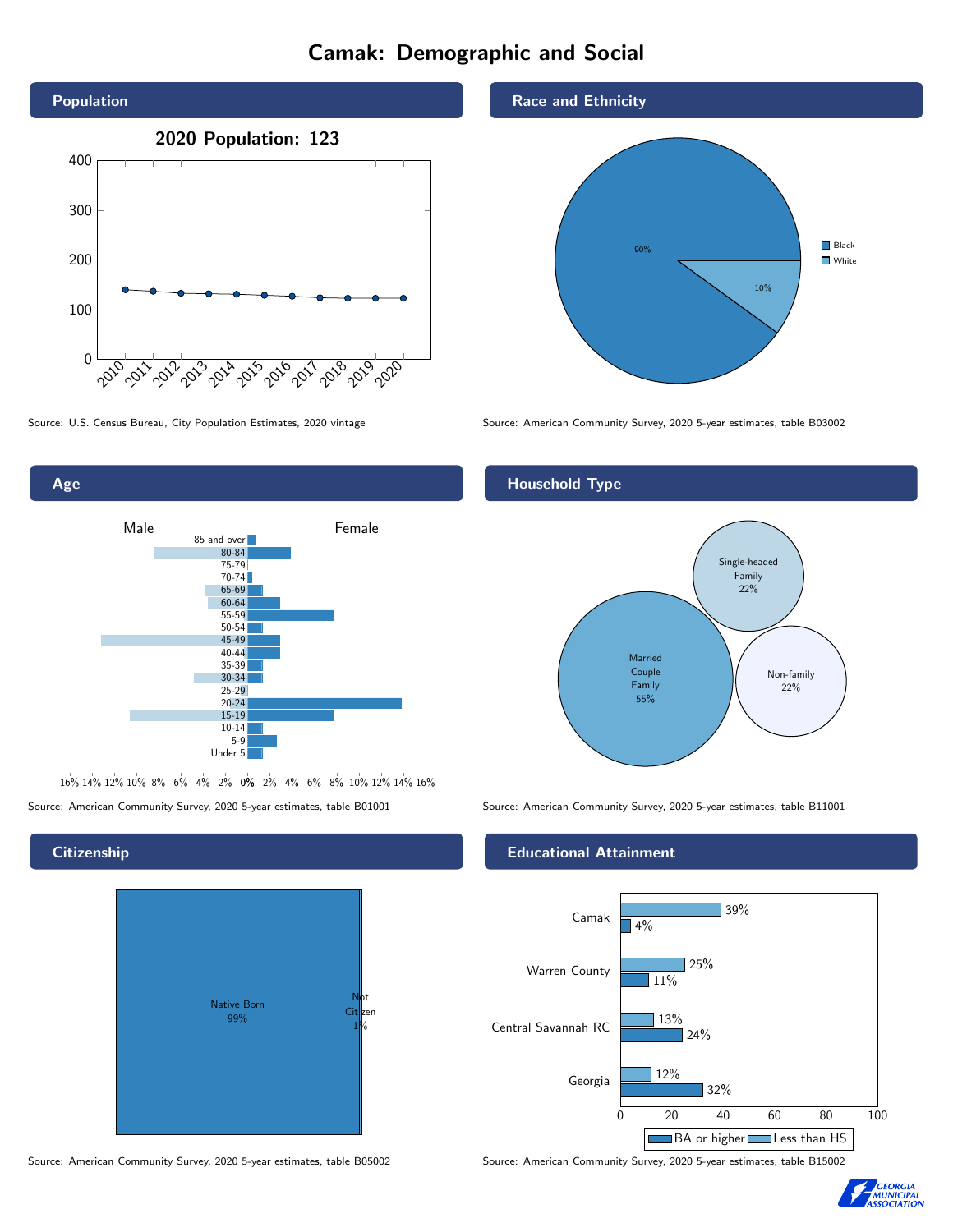# Camak: Demographic and Social

## Population

**2020 Population: 123**

Source: U.S. Census Bureau, City Population Estimates, 2020 vintage

## Race and Ethnicity

| Race | Percent |
|---|---|
| Black | 90% |
| White | 10% |

Source: American Community Survey, 2020 5-year estimates, table B03002

## Age

Male / Female

Age groups: 85 and over, 80-84, 75-79, 70-74, 65-69, 60-64, 55-59, 50-54, 45-49, 40-44, 35-39, 30-34, 25-29, 20-24, 15-19, 10-14, 5-9, Under 5

Source: American Community Survey, 2020 5-year estimates, table B01001

## Household Type

| Household Type | Percent |
|---|---|
| Married Couple Family | 55% |
| Single-headed Family | 22% |
| Non-family | 22% |

Source: American Community Survey, 2020 5-year estimates, table B11001

## Citizenship

| Citizenship | Percent |
|---|---|
| Native Born | 99% |
| Not Citizen | 1% |

Source: American Community Survey, 2020 5-year estimates, table B05002

## Educational Attainment

| Area | Less than HS | BA or higher |
|---|---|---|
| Camak | 39% | 4% |
| Warren County | 25% | 11% |
| Central Savannah RC | 13% | 24% |
| Georgia | 12% | 32% |

Source: American Community Survey, 2020 5-year estimates, table B15002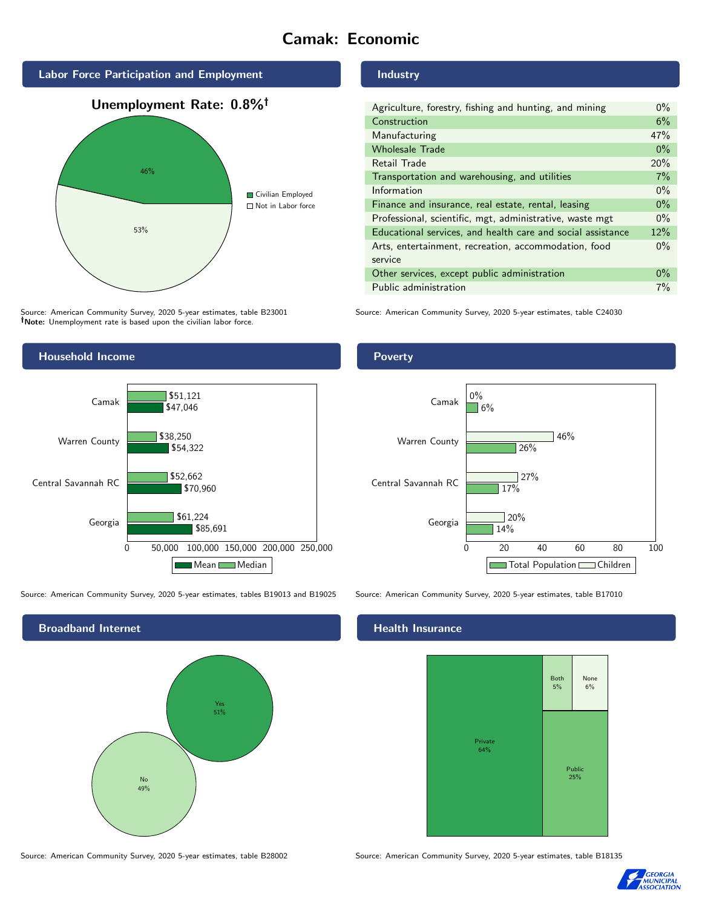# Camak: Economic

## Labor Force Participation and Employment

**Unemployment Rate: 0.8%†**

| Category | Percent |
| --- | --- |
| Civilian Employed | 46% |
| Not in Labor force | 53% |

Source: American Community Survey, 2020 5-year estimates, table B23001
**†Note:** Unemployment rate is based upon the civilian labor force.

## Industry

| Industry | Percent |
| --- | --- |
| Agriculture, forestry, fishing and hunting, and mining | 0% |
| Construction | 6% |
| Manufacturing | 47% |
| Wholesale Trade | 0% |
| Retail Trade | 20% |
| Transportation and warehousing, and utilities | 7% |
| Information | 0% |
| Finance and insurance, real estate, rental, leasing | 0% |
| Professional, scientific, mgt, administrative, waste mgt | 0% |
| Educational services, and health care and social assistance | 12% |
| Arts, entertainment, recreation, accommodation, food service | 0% |
| Other services, except public administration | 0% |
| Public administration | 7% |

Source: American Community Survey, 2020 5-year estimates, table C24030

## Household Income

| | Median | Mean |
| --- | --- | --- |
| Camak | $51,121 | $47,046 |
| Warren County | $38,250 | $54,322 |
| Central Savannah RC | $52,662 | $70,960 |
| Georgia | $61,224 | $85,691 |

Source: American Community Survey, 2020 5-year estimates, tables B19013 and B19025

## Poverty

| | Children | Total Population |
| --- | --- | --- |
| Camak | 0% | 6% |
| Warren County | 46% | 26% |
| Central Savannah RC | 27% | 17% |
| Georgia | 20% | 14% |

Source: American Community Survey, 2020 5-year estimates, table B17010

## Broadband Internet

| | Percent |
| --- | --- |
| Yes | 51% |
| No | 49% |

Source: American Community Survey, 2020 5-year estimates, table B28002

## Health Insurance

| | Percent |
| --- | --- |
| Private | 64% |
| Public | 25% |
| Both | 5% |
| None | 6% |

Source: American Community Survey, 2020 5-year estimates, table B18135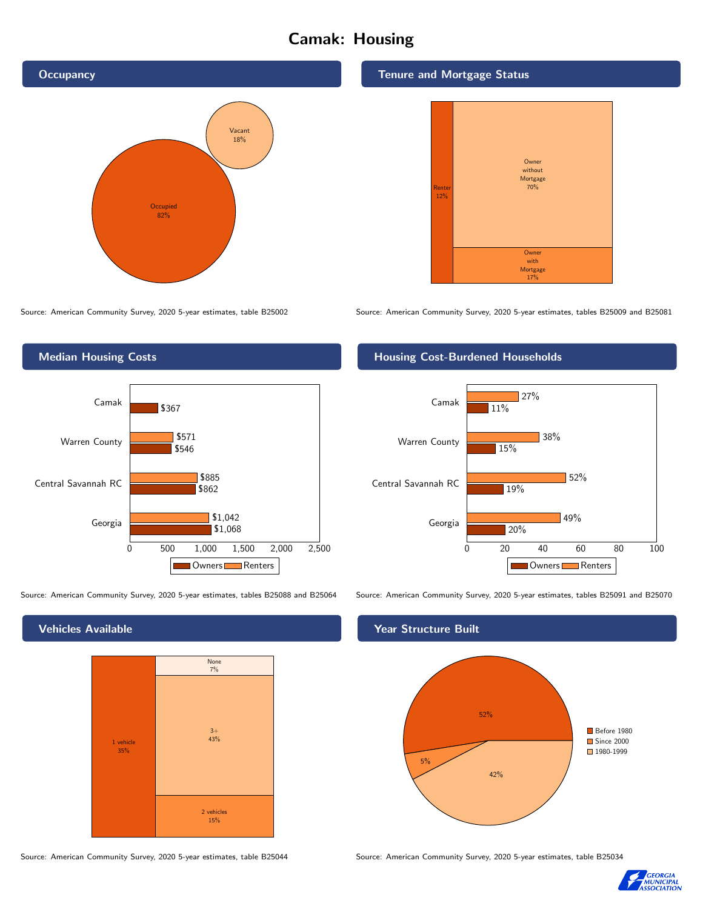# Camak: Housing

## Occupancy

Vacant
18%

Occupied
82%

Source: American Community Survey, 2020 5-year estimates, table B25002

## Tenure and Mortgage Status

Renter
12%

Owner
without
Mortgage
70%

Owner
with
Mortgage
17%

Source: American Community Survey, 2020 5-year estimates, tables B25009 and B25081

## Median Housing Costs

Camak
$367

Warren County
$571
$546

Central Savannah RC
$885
$862

Georgia
$1,042
$1,068

0 500 1,000 1,500 2,000 2,500

Owners Renters

Source: American Community Survey, 2020 5-year estimates, tables B25088 and B25064

## Housing Cost-Burdened Households

Camak
27%
11%

Warren County
38%
15%

Central Savannah RC
52%
19%

Georgia
49%
20%

0 20 40 60 80 100

Owners Renters

Source: American Community Survey, 2020 5-year estimates, tables B25091 and B25070

## Vehicles Available

1 vehicle
35%

None
7%

3+
43%

2 vehicles
15%

Source: American Community Survey, 2020 5-year estimates, table B25044

## Year Structure Built

52%

5%

42%

Before 1980
Since 2000
1980-1999

Source: American Community Survey, 2020 5-year estimates, table B25034